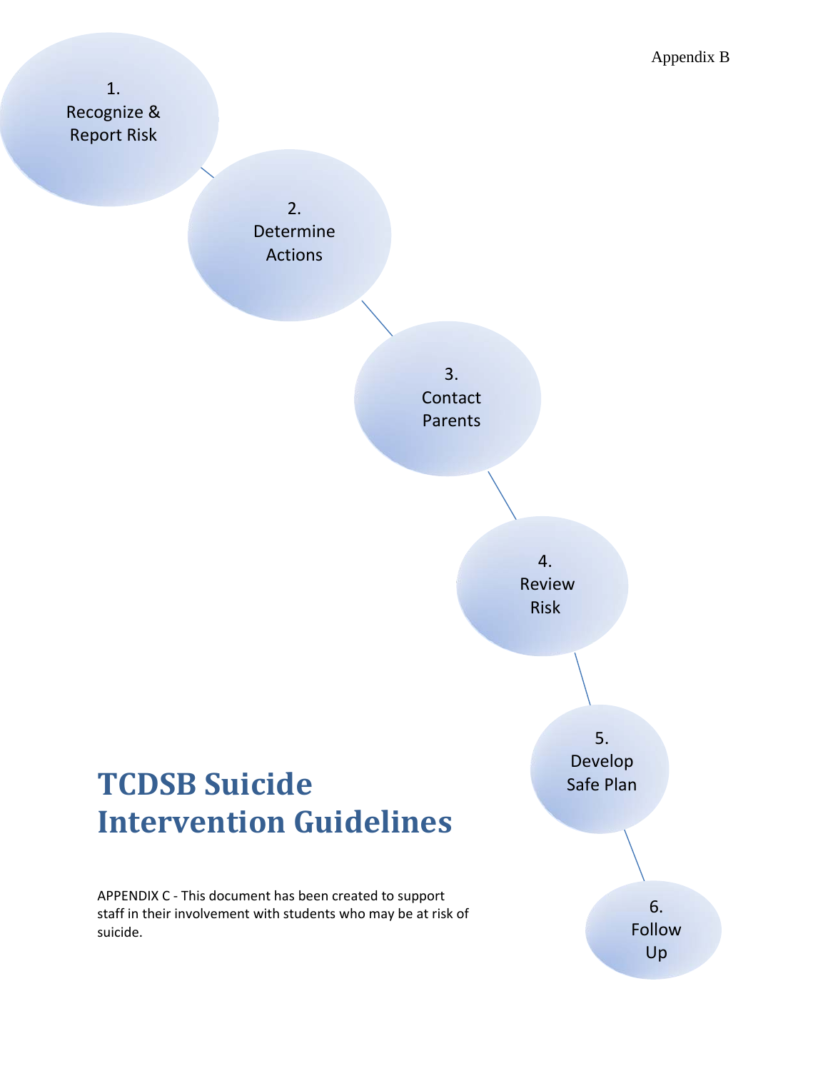Appendix B

1. Recognize & Report Risk

2. Determine Actions

3. Contact Parents

4. Review Risk

5. Develop Safe Plan

6. Follow Up

# TCDSB Suicide Intervention Guidelines

APPENDIX C - This document has been created to support staff in their involvement with students who may be at risk of suicide.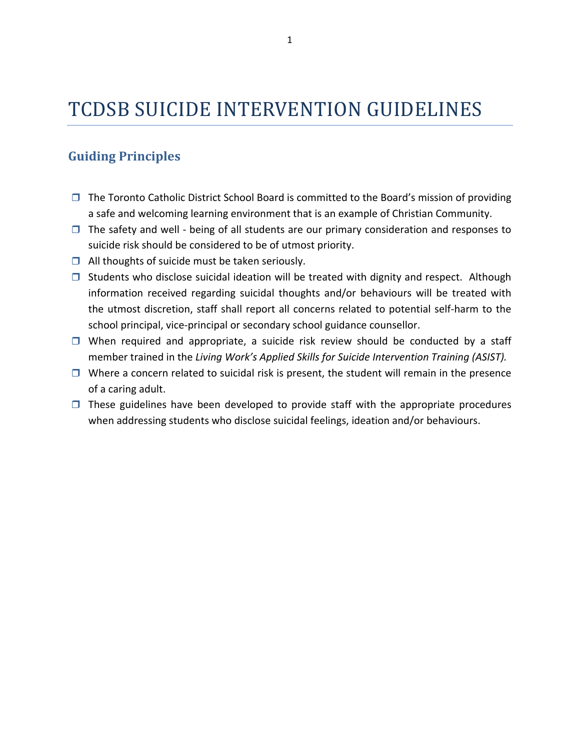# TCDSB SUICIDE INTERVENTION GUIDELINES

## Guiding Principles

- The Toronto Catholic District School Board is committed to the Board's mission of providing a safe and welcoming learning environment that is an example of Christian Community.
- The safety and well - being of all students are our primary consideration and responses to suicide risk should be considered to be of utmost priority.
- All thoughts of suicide must be taken seriously.
- Students who disclose suicidal ideation will be treated with dignity and respect. Although information received regarding suicidal thoughts and/or behaviours will be treated with the utmost discretion, staff shall report all concerns related to potential self-harm to the school principal, vice-principal or secondary school guidance counsellor.
- When required and appropriate, a suicide risk review should be conducted by a staff member trained in the *Living Work's Applied Skills for Suicide Intervention Training (ASIST).*
- Where a concern related to suicidal risk is present, the student will remain in the presence of a caring adult.
- These guidelines have been developed to provide staff with the appropriate procedures when addressing students who disclose suicidal feelings, ideation and/or behaviours.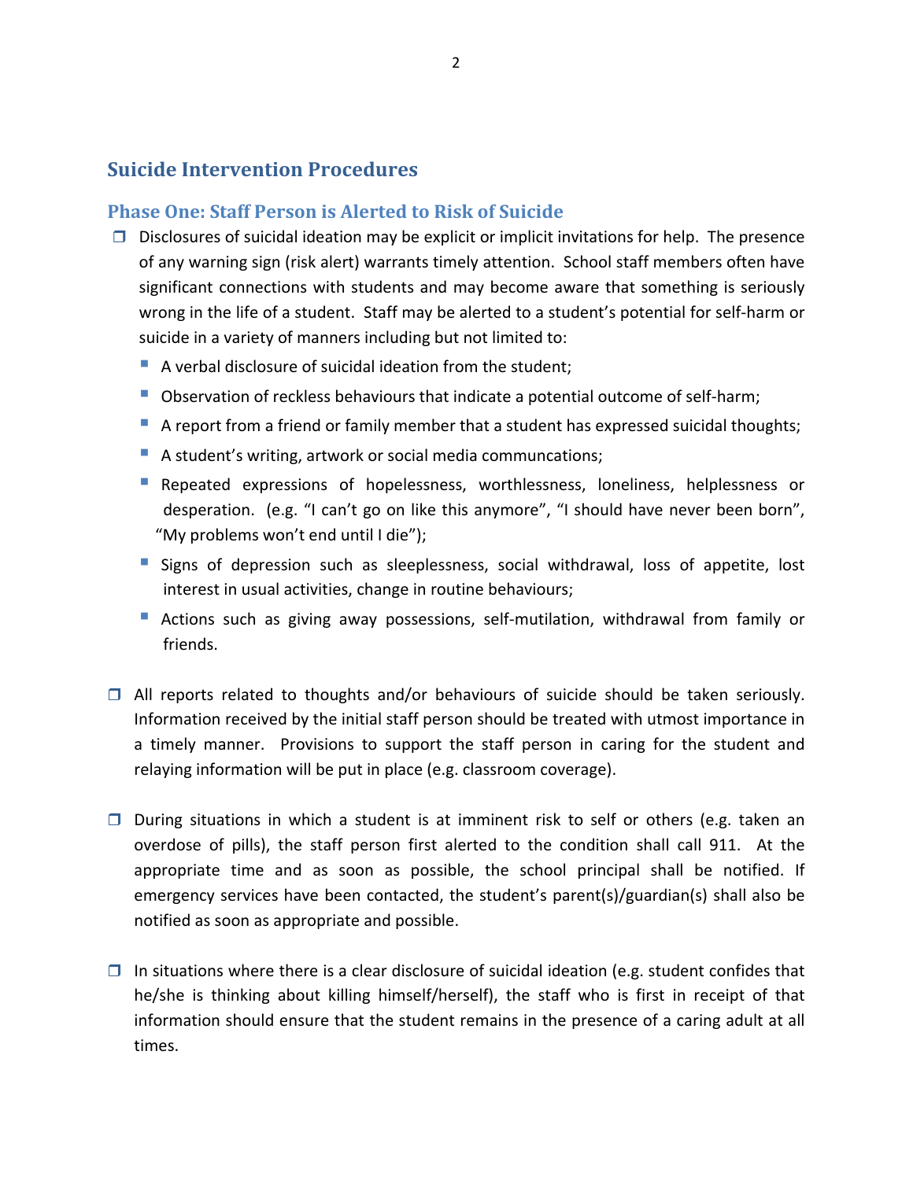## Suicide Intervention Procedures

### Phase One: Staff Person is Alerted to Risk of Suicide

- Disclosures of suicidal ideation may be explicit or implicit invitations for help. The presence of any warning sign (risk alert) warrants timely attention. School staff members often have significant connections with students and may become aware that something is seriously wrong in the life of a student. Staff may be alerted to a student's potential for self-harm or suicide in a variety of manners including but not limited to:
  - A verbal disclosure of suicidal ideation from the student;
  - Observation of reckless behaviours that indicate a potential outcome of self-harm;
  - A report from a friend or family member that a student has expressed suicidal thoughts;
  - A student's writing, artwork or social media communcations;
  - Repeated expressions of hopelessness, worthlessness, loneliness, helplessness or desperation. (e.g. "I can't go on like this anymore", "I should have never been born", "My problems won't end until I die");
  - Signs of depression such as sleeplessness, social withdrawal, loss of appetite, lost interest in usual activities, change in routine behaviours;
  - Actions such as giving away possessions, self-mutilation, withdrawal from family or friends.

- All reports related to thoughts and/or behaviours of suicide should be taken seriously. Information received by the initial staff person should be treated with utmost importance in a timely manner. Provisions to support the staff person in caring for the student and relaying information will be put in place (e.g. classroom coverage).

- During situations in which a student is at imminent risk to self or others (e.g. taken an overdose of pills), the staff person first alerted to the condition shall call 911. At the appropriate time and as soon as possible, the school principal shall be notified. If emergency services have been contacted, the student's parent(s)/guardian(s) shall also be notified as soon as appropriate and possible.

- In situations where there is a clear disclosure of suicidal ideation (e.g. student confides that he/she is thinking about killing himself/herself), the staff who is first in receipt of that information should ensure that the student remains in the presence of a caring adult at all times.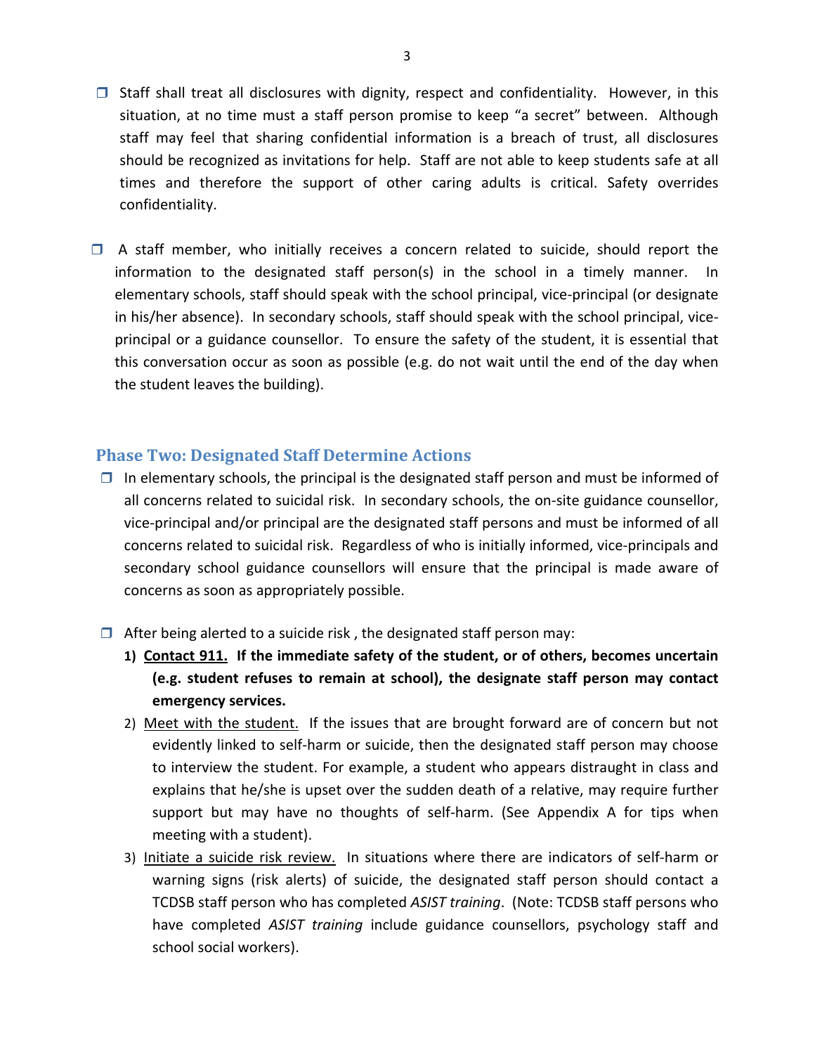- Staff shall treat all disclosures with dignity, respect and confidentiality. However, in this situation, at no time must a staff person promise to keep "a secret" between. Although staff may feel that sharing confidential information is a breach of trust, all disclosures should be recognized as invitations for help. Staff are not able to keep students safe at all times and therefore the support of other caring adults is critical. Safety overrides confidentiality.

- A staff member, who initially receives a concern related to suicide, should report the information to the designated staff person(s) in the school in a timely manner. In elementary schools, staff should speak with the school principal, vice-principal (or designate in his/her absence). In secondary schools, staff should speak with the school principal, vice-principal or a guidance counsellor. To ensure the safety of the student, it is essential that this conversation occur as soon as possible (e.g. do not wait until the end of the day when the student leaves the building).

## Phase Two: Designated Staff Determine Actions

- In elementary schools, the principal is the designated staff person and must be informed of all concerns related to suicidal risk. In secondary schools, the on-site guidance counsellor, vice-principal and/or principal are the designated staff persons and must be informed of all concerns related to suicidal risk. Regardless of who is initially informed, vice-principals and secondary school guidance counsellors will ensure that the principal is made aware of concerns as soon as appropriately possible.

- After being alerted to a suicide risk , the designated staff person may:
  1) **<u>Contact 911.</u> If the immediate safety of the student, or of others, becomes uncertain (e.g. student refuses to remain at school), the designate staff person may contact emergency services.**
  2) <u>Meet with the student.</u> If the issues that are brought forward are of concern but not evidently linked to self-harm or suicide, then the designated staff person may choose to interview the student. For example, a student who appears distraught in class and explains that he/she is upset over the sudden death of a relative, may require further support but may have no thoughts of self-harm. (See Appendix A for tips when meeting with a student).
  3) <u>Initiate a suicide risk review.</u> In situations where there are indicators of self-harm or warning signs (risk alerts) of suicide, the designated staff person should contact a TCDSB staff person who has completed *ASIST training*. (Note: TCDSB staff persons who have completed *ASIST training* include guidance counsellors, psychology staff and school social workers).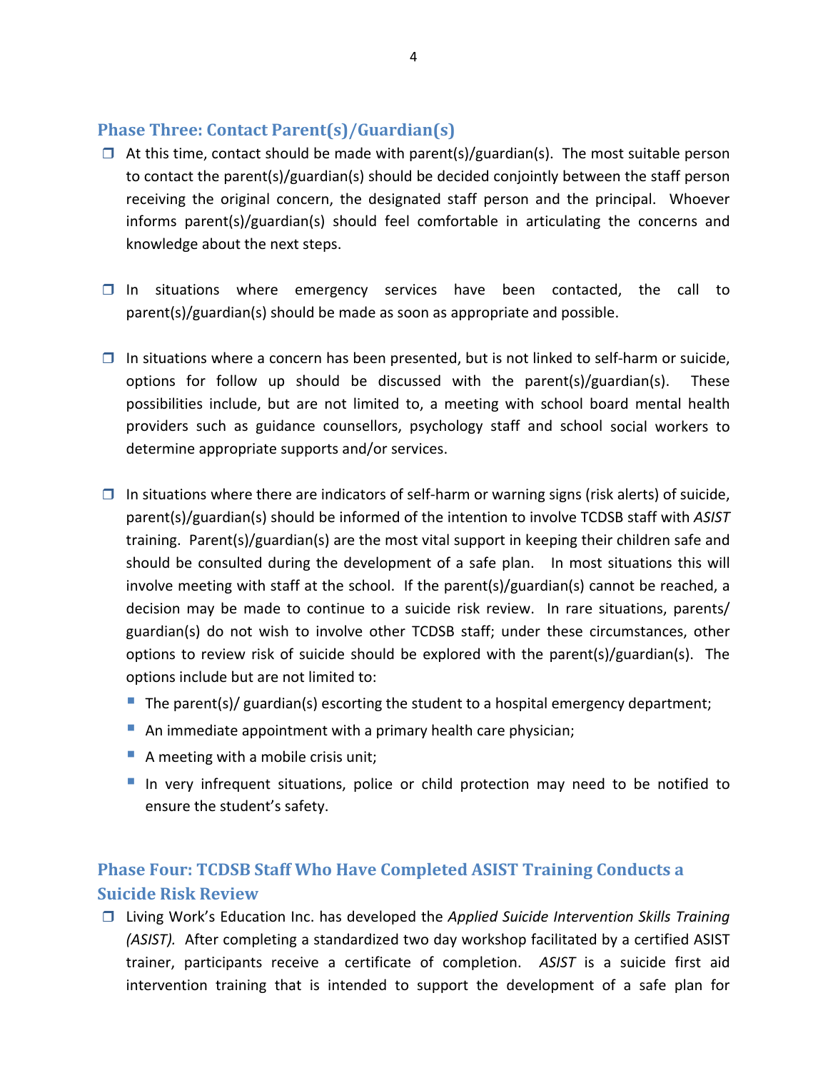## Phase Three: Contact Parent(s)/Guardian(s)

- At this time, contact should be made with parent(s)/guardian(s). The most suitable person to contact the parent(s)/guardian(s) should be decided conjointly between the staff person receiving the original concern, the designated staff person and the principal. Whoever informs parent(s)/guardian(s) should feel comfortable in articulating the concerns and knowledge about the next steps.

- In situations where emergency services have been contacted, the call to parent(s)/guardian(s) should be made as soon as appropriate and possible.

- In situations where a concern has been presented, but is not linked to self-harm or suicide, options for follow up should be discussed with the parent(s)/guardian(s). These possibilities include, but are not limited to, a meeting with school board mental health providers such as guidance counsellors, psychology staff and school social workers to determine appropriate supports and/or services.

- In situations where there are indicators of self-harm or warning signs (risk alerts) of suicide, parent(s)/guardian(s) should be informed of the intention to involve TCDSB staff with *ASIST* training. Parent(s)/guardian(s) are the most vital support in keeping their children safe and should be consulted during the development of a safe plan. In most situations this will involve meeting with staff at the school. If the parent(s)/guardian(s) cannot be reached, a decision may be made to continue to a suicide risk review. In rare situations, parents/ guardian(s) do not wish to involve other TCDSB staff; under these circumstances, other options to review risk of suicide should be explored with the parent(s)/guardian(s). The options include but are not limited to:
  - The parent(s)/ guardian(s) escorting the student to a hospital emergency department;
  - An immediate appointment with a primary health care physician;
  - A meeting with a mobile crisis unit;
  - In very infrequent situations, police or child protection may need to be notified to ensure the student's safety.

## Phase Four: TCDSB Staff Who Have Completed ASIST Training Conducts a Suicide Risk Review

- Living Work's Education Inc. has developed the *Applied Suicide Intervention Skills Training (ASIST).* After completing a standardized two day workshop facilitated by a certified ASIST trainer, participants receive a certificate of completion. *ASIST* is a suicide first aid intervention training that is intended to support the development of a safe plan for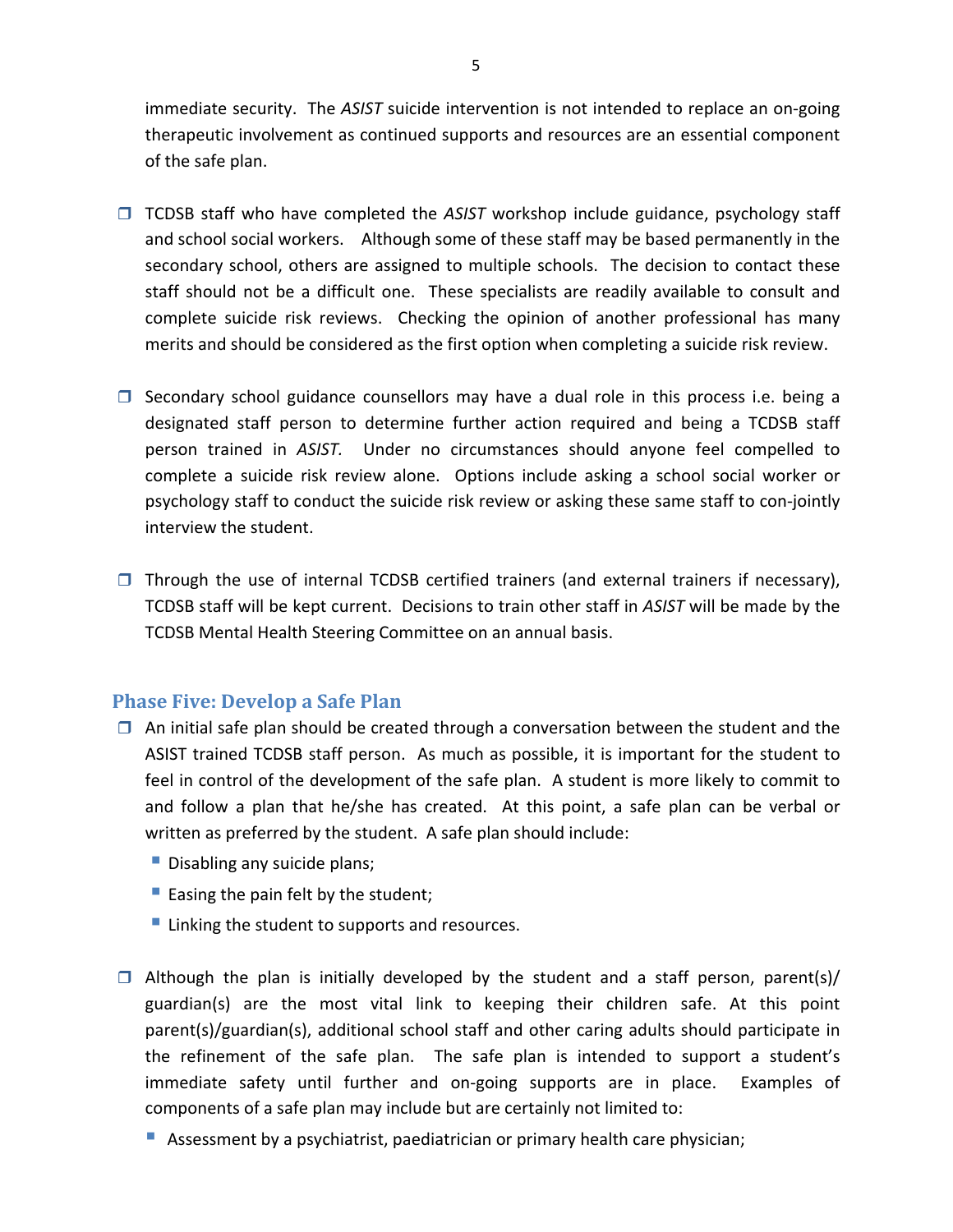immediate security. The *ASIST* suicide intervention is not intended to replace an on-going therapeutic involvement as continued supports and resources are an essential component of the safe plan.

- TCDSB staff who have completed the *ASIST* workshop include guidance, psychology staff and school social workers. Although some of these staff may be based permanently in the secondary school, others are assigned to multiple schools. The decision to contact these staff should not be a difficult one. These specialists are readily available to consult and complete suicide risk reviews. Checking the opinion of another professional has many merits and should be considered as the first option when completing a suicide risk review.

- Secondary school guidance counsellors may have a dual role in this process i.e. being a designated staff person to determine further action required and being a TCDSB staff person trained in *ASIST.* Under no circumstances should anyone feel compelled to complete a suicide risk review alone. Options include asking a school social worker or psychology staff to conduct the suicide risk review or asking these same staff to con-jointly interview the student.

- Through the use of internal TCDSB certified trainers (and external trainers if necessary), TCDSB staff will be kept current. Decisions to train other staff in *ASIST* will be made by the TCDSB Mental Health Steering Committee on an annual basis.

## Phase Five: Develop a Safe Plan

- An initial safe plan should be created through a conversation between the student and the ASIST trained TCDSB staff person. As much as possible, it is important for the student to feel in control of the development of the safe plan. A student is more likely to commit to and follow a plan that he/she has created. At this point, a safe plan can be verbal or written as preferred by the student. A safe plan should include:
  - Disabling any suicide plans;
  - Easing the pain felt by the student;
  - Linking the student to supports and resources.

- Although the plan is initially developed by the student and a staff person, parent(s)/ guardian(s) are the most vital link to keeping their children safe. At this point parent(s)/guardian(s), additional school staff and other caring adults should participate in the refinement of the safe plan. The safe plan is intended to support a student's immediate safety until further and on-going supports are in place. Examples of components of a safe plan may include but are certainly not limited to:
  - Assessment by a psychiatrist, paediatrician or primary health care physician;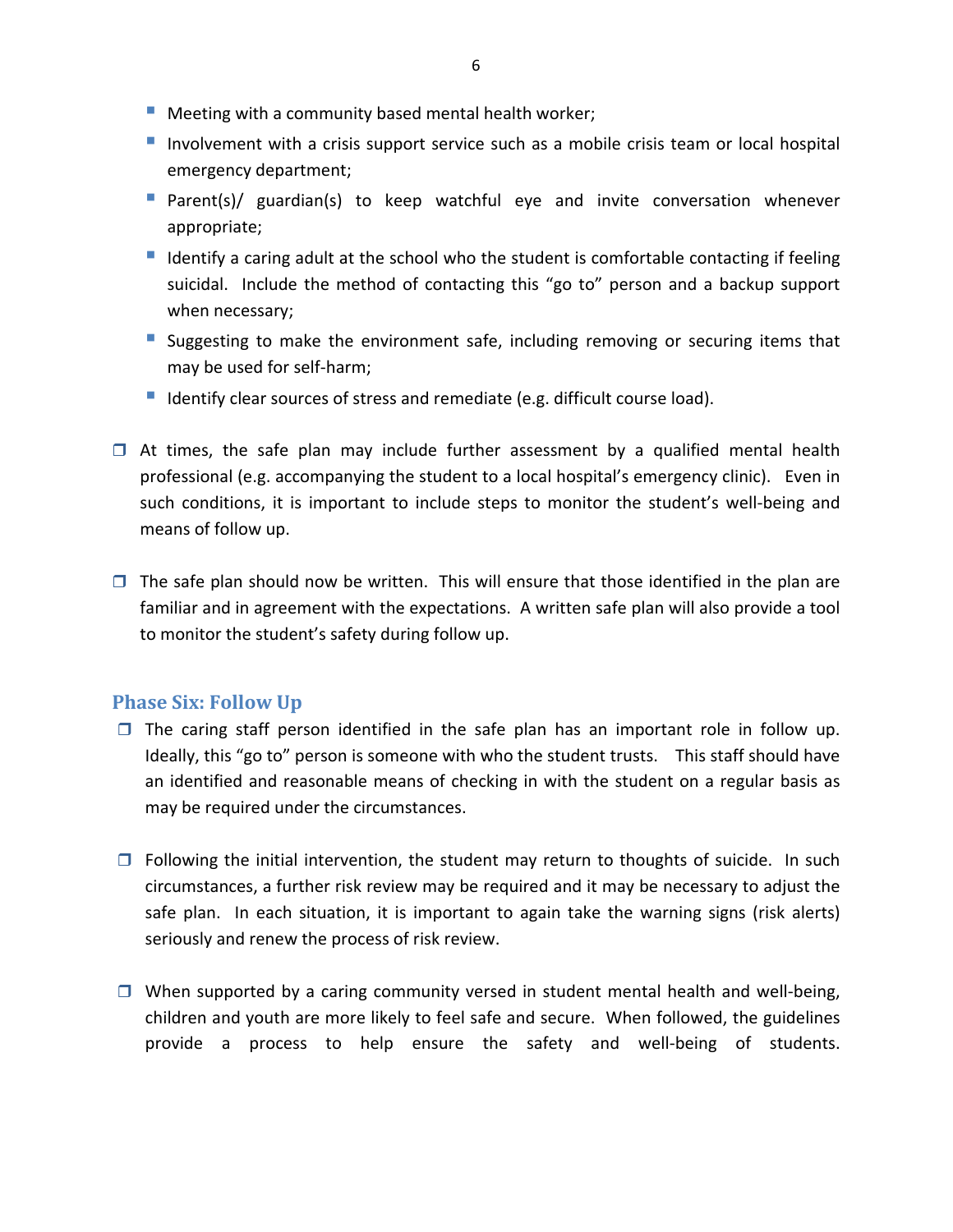- Meeting with a community based mental health worker;
- Involvement with a crisis support service such as a mobile crisis team or local hospital emergency department;
- Parent(s)/ guardian(s) to keep watchful eye and invite conversation whenever appropriate;
- Identify a caring adult at the school who the student is comfortable contacting if feeling suicidal. Include the method of contacting this "go to" person and a backup support when necessary;
- Suggesting to make the environment safe, including removing or securing items that may be used for self-harm;
- Identify clear sources of stress and remediate (e.g. difficult course load).

- At times, the safe plan may include further assessment by a qualified mental health professional (e.g. accompanying the student to a local hospital's emergency clinic). Even in such conditions, it is important to include steps to monitor the student's well-being and means of follow up.

- The safe plan should now be written. This will ensure that those identified in the plan are familiar and in agreement with the expectations. A written safe plan will also provide a tool to monitor the student's safety during follow up.

## Phase Six: Follow Up

- The caring staff person identified in the safe plan has an important role in follow up. Ideally, this "go to" person is someone with who the student trusts. This staff should have an identified and reasonable means of checking in with the student on a regular basis as may be required under the circumstances.

- Following the initial intervention, the student may return to thoughts of suicide. In such circumstances, a further risk review may be required and it may be necessary to adjust the safe plan. In each situation, it is important to again take the warning signs (risk alerts) seriously and renew the process of risk review.

- When supported by a caring community versed in student mental health and well-being, children and youth are more likely to feel safe and secure. When followed, the guidelines provide a process to help ensure the safety and well-being of students.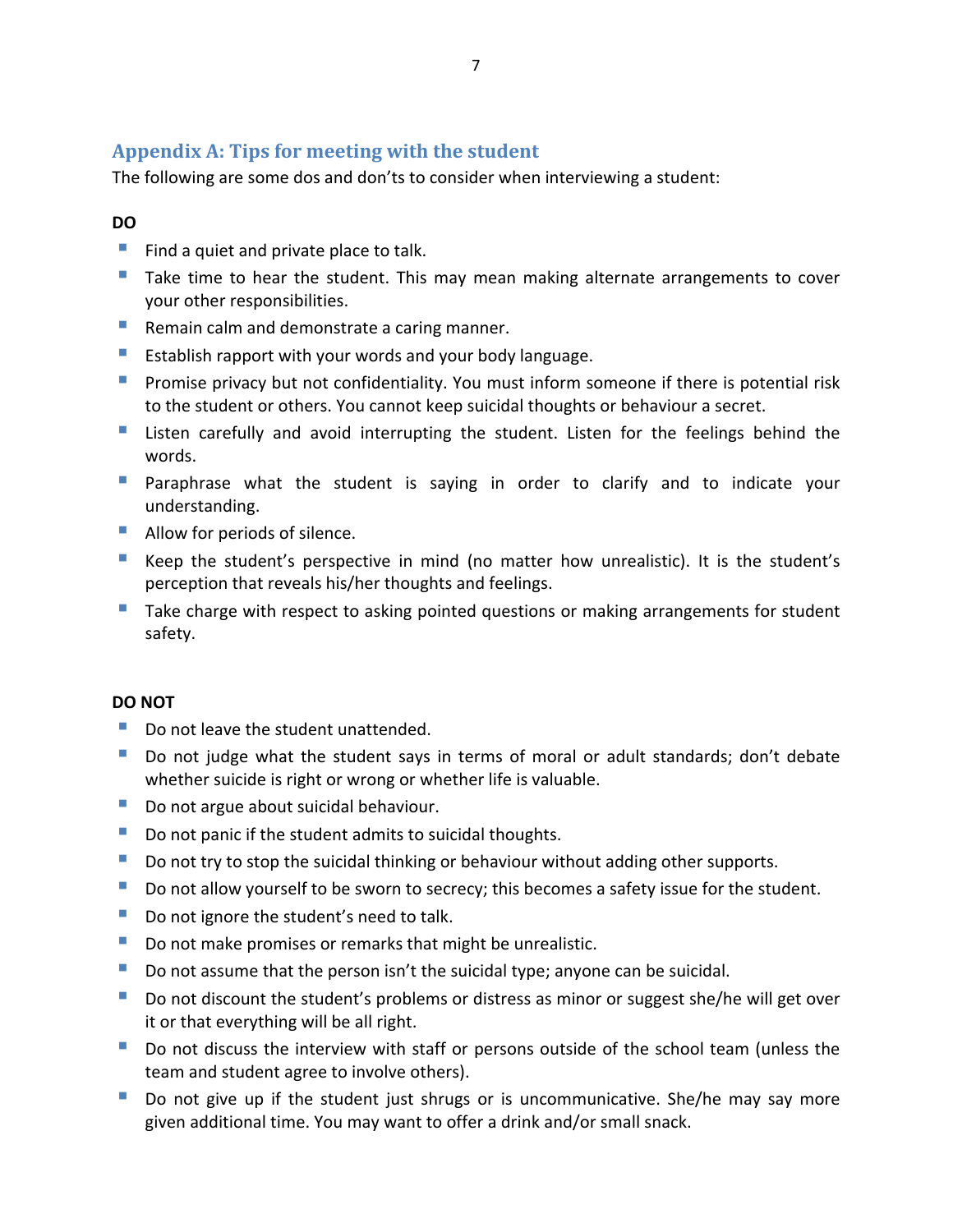## Appendix A: Tips for meeting with the student

The following are some dos and don'ts to consider when interviewing a student:

**DO**

- Find a quiet and private place to talk.
- Take time to hear the student. This may mean making alternate arrangements to cover your other responsibilities.
- Remain calm and demonstrate a caring manner.
- Establish rapport with your words and your body language.
- Promise privacy but not confidentiality. You must inform someone if there is potential risk to the student or others. You cannot keep suicidal thoughts or behaviour a secret.
- Listen carefully and avoid interrupting the student. Listen for the feelings behind the words.
- Paraphrase what the student is saying in order to clarify and to indicate your understanding.
- Allow for periods of silence.
- Keep the student's perspective in mind (no matter how unrealistic). It is the student's perception that reveals his/her thoughts and feelings.
- Take charge with respect to asking pointed questions or making arrangements for student safety.

**DO NOT**

- Do not leave the student unattended.
- Do not judge what the student says in terms of moral or adult standards; don't debate whether suicide is right or wrong or whether life is valuable.
- Do not argue about suicidal behaviour.
- Do not panic if the student admits to suicidal thoughts.
- Do not try to stop the suicidal thinking or behaviour without adding other supports.
- Do not allow yourself to be sworn to secrecy; this becomes a safety issue for the student.
- Do not ignore the student's need to talk.
- Do not make promises or remarks that might be unrealistic.
- Do not assume that the person isn't the suicidal type; anyone can be suicidal.
- Do not discount the student's problems or distress as minor or suggest she/he will get over it or that everything will be all right.
- Do not discuss the interview with staff or persons outside of the school team (unless the team and student agree to involve others).
- Do not give up if the student just shrugs or is uncommunicative. She/he may say more given additional time. You may want to offer a drink and/or small snack.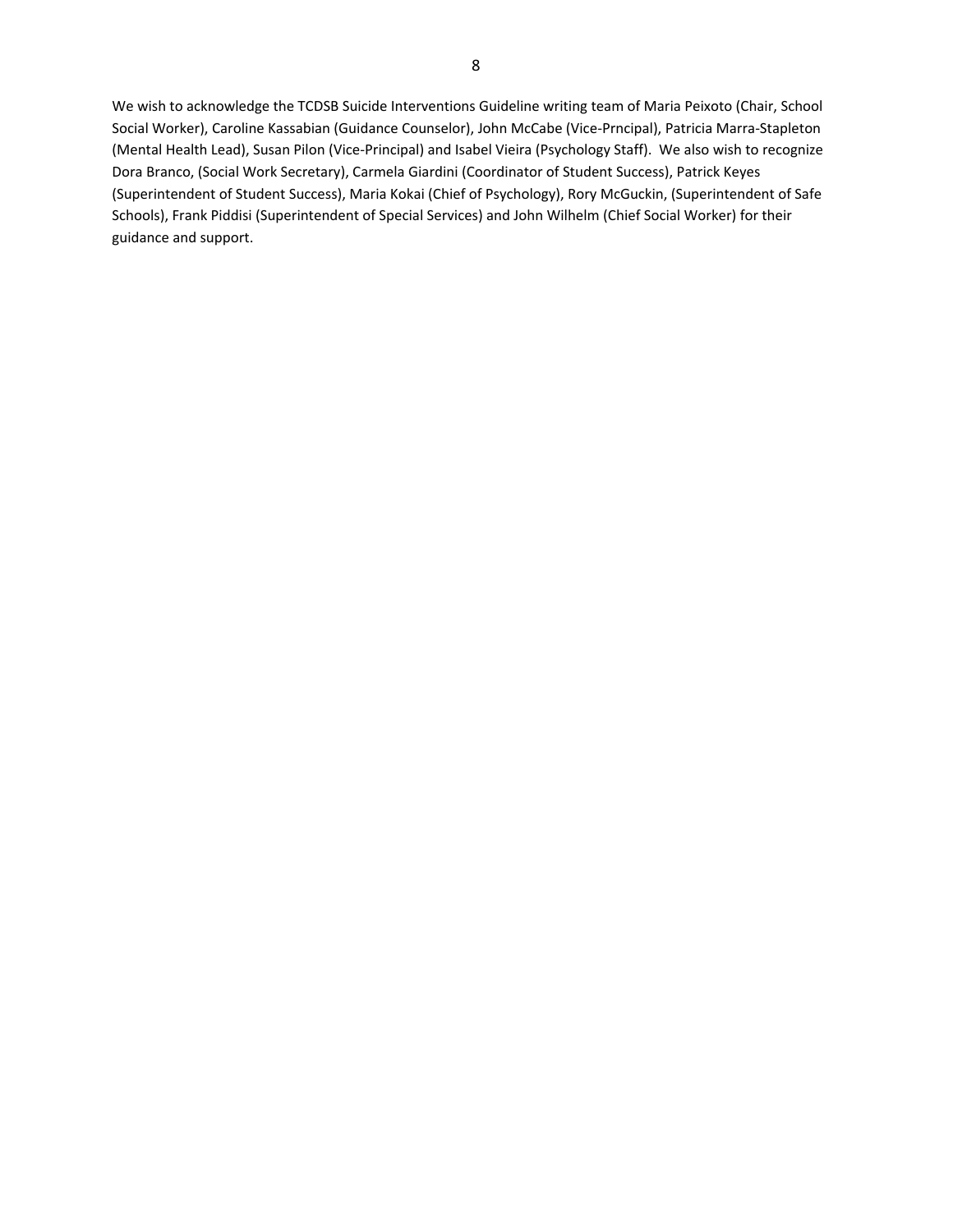We wish to acknowledge the TCDSB Suicide Interventions Guideline writing team of Maria Peixoto (Chair, School Social Worker), Caroline Kassabian (Guidance Counselor), John McCabe (Vice-Prncipal), Patricia Marra-Stapleton (Mental Health Lead), Susan Pilon (Vice-Principal) and Isabel Vieira (Psychology Staff). We also wish to recognize Dora Branco, (Social Work Secretary), Carmela Giardini (Coordinator of Student Success), Patrick Keyes (Superintendent of Student Success), Maria Kokai (Chief of Psychology), Rory McGuckin, (Superintendent of Safe Schools), Frank Piddisi (Superintendent of Special Services) and John Wilhelm (Chief Social Worker) for their guidance and support.